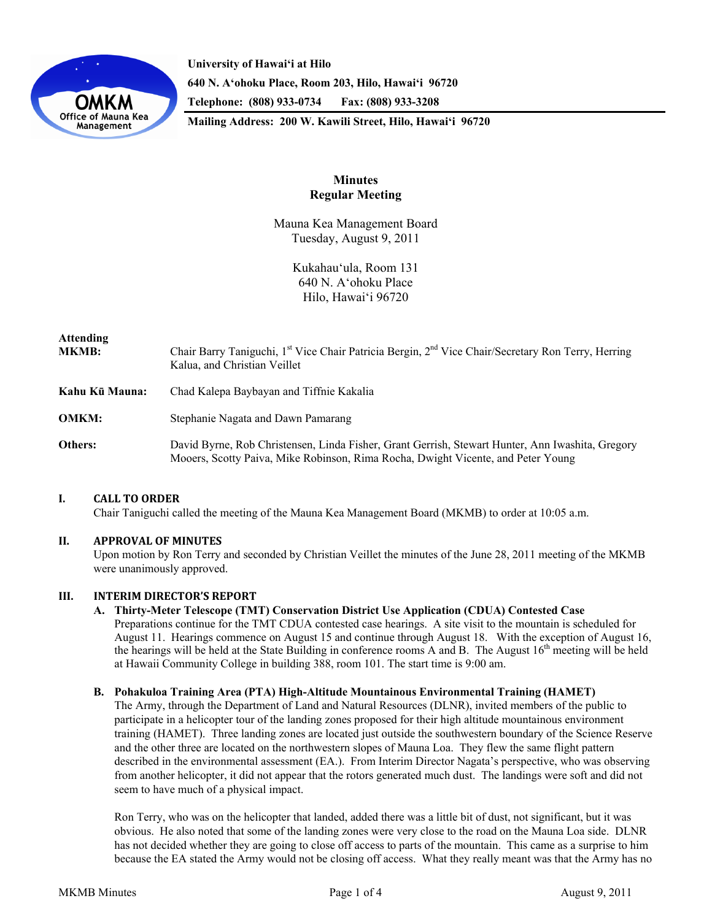University of Hawaiʻi at Hilo
640 N. Aʻohoku Place, Room 203, Hilo, Hawaiʻi 96720
Telephone: (808) 933-0734 Fax: (808) 933-3208
Mailing Address: 200 W. Kawili Street, Hilo, Hawaiʻi 96720

# Minutes
## Regular Meeting

Mauna Kea Management Board
Tuesday, August 9, 2011

Kukahauʻula, Room 131
640 N. Aʻohoku Place
Hilo, Hawaiʻi 96720

**Attending**

**MKMB:** Chair Barry Taniguchi, 1st Vice Chair Patricia Bergin, 2nd Vice Chair/Secretary Ron Terry, Herring Kalua, and Christian Veillet

**Kahu Kū Mauna:** Chad Kalepa Baybayan and Tiffnie Kakalia

**OMKM:** Stephanie Nagata and Dawn Pamarang

**Others:** David Byrne, Rob Christensen, Linda Fisher, Grant Gerrish, Stewart Hunter, Ann Iwashita, Gregory Mooers, Scotty Paiva, Mike Robinson, Rima Rocha, Dwight Vicente, and Peter Young

## I. CALL TO ORDER

Chair Taniguchi called the meeting of the Mauna Kea Management Board (MKMB) to order at 10:05 a.m.

## II. APPROVAL OF MINUTES

Upon motion by Ron Terry and seconded by Christian Veillet the minutes of the June 28, 2011 meeting of the MKMB were unanimously approved.

## III. INTERIM DIRECTOR'S REPORT

### A. Thirty-Meter Telescope (TMT) Conservation District Use Application (CDUA) Contested Case

Preparations continue for the TMT CDUA contested case hearings. A site visit to the mountain is scheduled for August 11. Hearings commence on August 15 and continue through August 18. With the exception of August 16, the hearings will be held at the State Building in conference rooms A and B. The August 16th meeting will be held at Hawaii Community College in building 388, room 101. The start time is 9:00 am.

### B. Pohakuloa Training Area (PTA) High-Altitude Mountainous Environmental Training (HAMET)

The Army, through the Department of Land and Natural Resources (DLNR), invited members of the public to participate in a helicopter tour of the landing zones proposed for their high altitude mountainous environment training (HAMET). Three landing zones are located just outside the southwestern boundary of the Science Reserve and the other three are located on the northwestern slopes of Mauna Loa. They flew the same flight pattern described in the environmental assessment (EA.). From Interim Director Nagata's perspective, who was observing from another helicopter, it did not appear that the rotors generated much dust. The landings were soft and did not seem to have much of a physical impact.

Ron Terry, who was on the helicopter that landed, added there was a little bit of dust, not significant, but it was obvious. He also noted that some of the landing zones were very close to the road on the Mauna Loa side. DLNR has not decided whether they are going to close off access to parts of the mountain. This came as a surprise to him because the EA stated the Army would not be closing off access. What they really meant was that the Army has no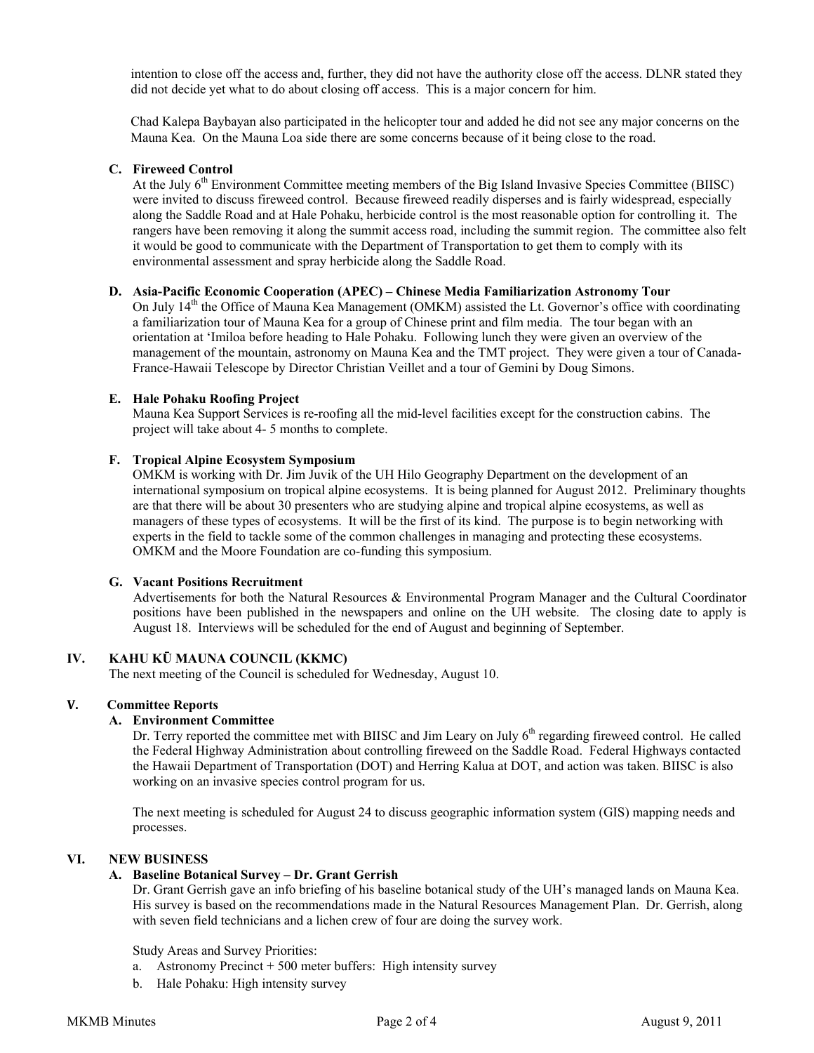intention to close off the access and, further, they did not have the authority close off the access. DLNR stated they did not decide yet what to do about closing off access. This is a major concern for him.

Chad Kalepa Baybayan also participated in the helicopter tour and added he did not see any major concerns on the Mauna Kea. On the Mauna Loa side there are some concerns because of it being close to the road.

### C. Fireweed Control

At the July 6th Environment Committee meeting members of the Big Island Invasive Species Committee (BIISC) were invited to discuss fireweed control. Because fireweed readily disperses and is fairly widespread, especially along the Saddle Road and at Hale Pohaku, herbicide control is the most reasonable option for controlling it. The rangers have been removing it along the summit access road, including the summit region. The committee also felt it would be good to communicate with the Department of Transportation to get them to comply with its environmental assessment and spray herbicide along the Saddle Road.

### D. Asia-Pacific Economic Cooperation (APEC) – Chinese Media Familiarization Astronomy Tour

On July 14th the Office of Mauna Kea Management (OMKM) assisted the Lt. Governor's office with coordinating a familiarization tour of Mauna Kea for a group of Chinese print and film media. The tour began with an orientation at 'Imiloa before heading to Hale Pohaku. Following lunch they were given an overview of the management of the mountain, astronomy on Mauna Kea and the TMT project. They were given a tour of Canada-France-Hawaii Telescope by Director Christian Veillet and a tour of Gemini by Doug Simons.

### E. Hale Pohaku Roofing Project

Mauna Kea Support Services is re-roofing all the mid-level facilities except for the construction cabins. The project will take about 4- 5 months to complete.

### F. Tropical Alpine Ecosystem Symposium

OMKM is working with Dr. Jim Juvik of the UH Hilo Geography Department on the development of an international symposium on tropical alpine ecosystems. It is being planned for August 2012. Preliminary thoughts are that there will be about 30 presenters who are studying alpine and tropical alpine ecosystems, as well as managers of these types of ecosystems. It will be the first of its kind. The purpose is to begin networking with experts in the field to tackle some of the common challenges in managing and protecting these ecosystems. OMKM and the Moore Foundation are co-funding this symposium.

### G. Vacant Positions Recruitment

Advertisements for both the Natural Resources & Environmental Program Manager and the Cultural Coordinator positions have been published in the newspapers and online on the UH website. The closing date to apply is August 18. Interviews will be scheduled for the end of August and beginning of September.

## IV. KAHU KŪ MAUNA COUNCIL (KKMC)

The next meeting of the Council is scheduled for Wednesday, August 10.

## V. Committee Reports

### A. Environment Committee

Dr. Terry reported the committee met with BIISC and Jim Leary on July 6th regarding fireweed control. He called the Federal Highway Administration about controlling fireweed on the Saddle Road. Federal Highways contacted the Hawaii Department of Transportation (DOT) and Herring Kalua at DOT, and action was taken. BIISC is also working on an invasive species control program for us.

The next meeting is scheduled for August 24 to discuss geographic information system (GIS) mapping needs and processes.

## VI. NEW BUSINESS

### A. Baseline Botanical Survey – Dr. Grant Gerrish

Dr. Grant Gerrish gave an info briefing of his baseline botanical study of the UH's managed lands on Mauna Kea. His survey is based on the recommendations made in the Natural Resources Management Plan. Dr. Gerrish, along with seven field technicians and a lichen crew of four are doing the survey work.

Study Areas and Survey Priorities:

a. Astronomy Precinct + 500 meter buffers: High intensity survey
b. Hale Pohaku: High intensity survey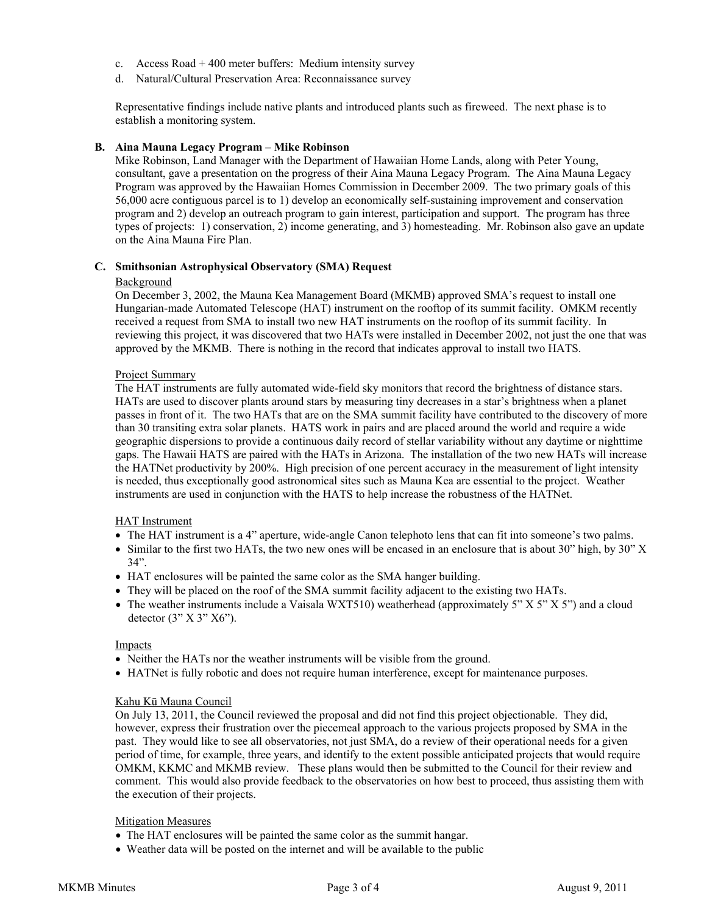c. Access Road + 400 meter buffers: Medium intensity survey
d. Natural/Cultural Preservation Area: Reconnaissance survey

Representative findings include native plants and introduced plants such as fireweed. The next phase is to establish a monitoring system.

**B. Aina Mauna Legacy Program – Mike Robinson**

Mike Robinson, Land Manager with the Department of Hawaiian Home Lands, along with Peter Young, consultant, gave a presentation on the progress of their Aina Mauna Legacy Program. The Aina Mauna Legacy Program was approved by the Hawaiian Homes Commission in December 2009. The two primary goals of this 56,000 acre contiguous parcel is to 1) develop an economically self-sustaining improvement and conservation program and 2) develop an outreach program to gain interest, participation and support. The program has three types of projects: 1) conservation, 2) income generating, and 3) homesteading. Mr. Robinson also gave an update on the Aina Mauna Fire Plan.

**C. Smithsonian Astrophysical Observatory (SMA) Request**

Background

On December 3, 2002, the Mauna Kea Management Board (MKMB) approved SMA's request to install one Hungarian-made Automated Telescope (HAT) instrument on the rooftop of its summit facility. OMKM recently received a request from SMA to install two new HAT instruments on the rooftop of its summit facility. In reviewing this project, it was discovered that two HATs were installed in December 2002, not just the one that was approved by the MKMB. There is nothing in the record that indicates approval to install two HATS.

Project Summary

The HAT instruments are fully automated wide-field sky monitors that record the brightness of distance stars. HATs are used to discover plants around stars by measuring tiny decreases in a star's brightness when a planet passes in front of it. The two HATs that are on the SMA summit facility have contributed to the discovery of more than 30 transiting extra solar planets. HATS work in pairs and are placed around the world and require a wide geographic dispersions to provide a continuous daily record of stellar variability without any daytime or nighttime gaps. The Hawaii HATS are paired with the HATs in Arizona. The installation of the two new HATs will increase the HATNet productivity by 200%. High precision of one percent accuracy in the measurement of light intensity is needed, thus exceptionally good astronomical sites such as Mauna Kea are essential to the project. Weather instruments are used in conjunction with the HATS to help increase the robustness of the HATNet.

HAT Instrument

- The HAT instrument is a 4" aperture, wide-angle Canon telephoto lens that can fit into someone's two palms.
- Similar to the first two HATs, the two new ones will be encased in an enclosure that is about 30" high, by 30" X 34".
- HAT enclosures will be painted the same color as the SMA hanger building.
- They will be placed on the roof of the SMA summit facility adjacent to the existing two HATs.
- The weather instruments include a Vaisala WXT510) weatherhead (approximately 5" X 5" X 5") and a cloud detector (3" X 3" X6").

Impacts

- Neither the HATs nor the weather instruments will be visible from the ground.
- HATNet is fully robotic and does not require human interference, except for maintenance purposes.

Kahu Kū Mauna Council

On July 13, 2011, the Council reviewed the proposal and did not find this project objectionable. They did, however, express their frustration over the piecemeal approach to the various projects proposed by SMA in the past. They would like to see all observatories, not just SMA, do a review of their operational needs for a given period of time, for example, three years, and identify to the extent possible anticipated projects that would require OMKM, KKMC and MKMB review. These plans would then be submitted to the Council for their review and comment. This would also provide feedback to the observatories on how best to proceed, thus assisting them with the execution of their projects.

Mitigation Measures

- The HAT enclosures will be painted the same color as the summit hangar.
- Weather data will be posted on the internet and will be available to the public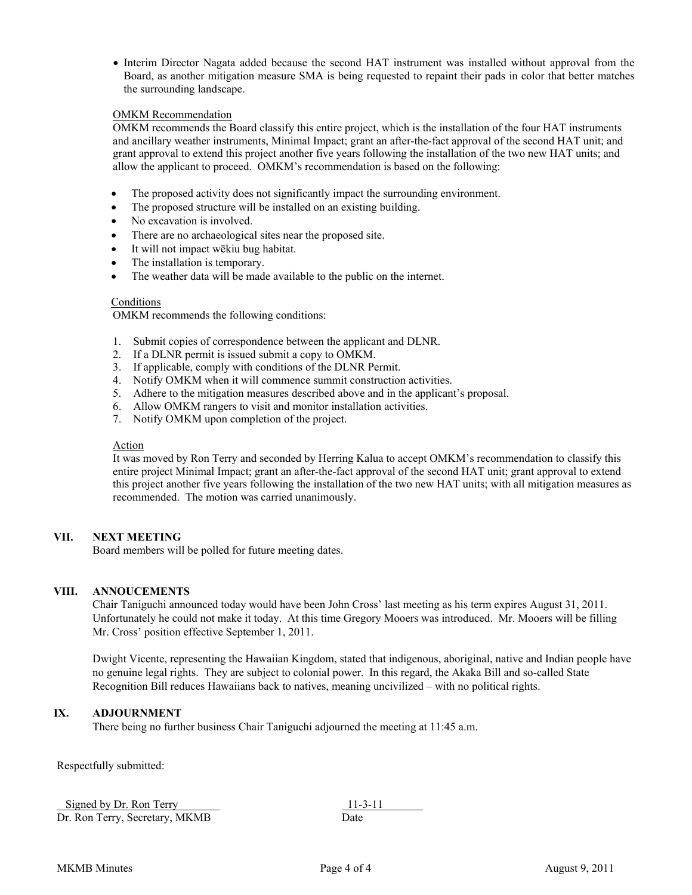- Interim Director Nagata added because the second HAT instrument was installed without approval from the Board, as another mitigation measure SMA is being requested to repaint their pads in color that better matches the surrounding landscape.

OMKM Recommendation

OMKM recommends the Board classify this entire project, which is the installation of the four HAT instruments and ancillary weather instruments, Minimal Impact; grant an after-the-fact approval of the second HAT unit; and grant approval to extend this project another five years following the installation of the two new HAT units; and allow the applicant to proceed. OMKM's recommendation is based on the following:

- The proposed activity does not significantly impact the surrounding environment.
- The proposed structure will be installed on an existing building.
- No excavation is involved.
- There are no archaeological sites near the proposed site.
- It will not impact wēkiu bug habitat.
- The installation is temporary.
- The weather data will be made available to the public on the internet.

Conditions

OMKM recommends the following conditions:

1. Submit copies of correspondence between the applicant and DLNR.
2. If a DLNR permit is issued submit a copy to OMKM.
3. If applicable, comply with conditions of the DLNR Permit.
4. Notify OMKM when it will commence summit construction activities.
5. Adhere to the mitigation measures described above and in the applicant's proposal.
6. Allow OMKM rangers to visit and monitor installation activities.
7. Notify OMKM upon completion of the project.

Action

It was moved by Ron Terry and seconded by Herring Kalua to accept OMKM's recommendation to classify this entire project Minimal Impact; grant an after-the-fact approval of the second HAT unit; grant approval to extend this project another five years following the installation of the two new HAT units; with all mitigation measures as recommended. The motion was carried unanimously.

## VII. NEXT MEETING

Board members will be polled for future meeting dates.

## VIII. ANNOUCEMENTS

Chair Taniguchi announced today would have been John Cross' last meeting as his term expires August 31, 2011. Unfortunately he could not make it today. At this time Gregory Mooers was introduced. Mr. Mooers will be filling Mr. Cross' position effective September 1, 2011.

Dwight Vicente, representing the Hawaiian Kingdom, stated that indigenous, aboriginal, native and Indian people have no genuine legal rights. They are subject to colonial power. In this regard, the Akaka Bill and so-called State Recognition Bill reduces Hawaiians back to natives, meaning uncivilized – with no political rights.

## IX. ADJOURNMENT

There being no further business Chair Taniguchi adjourned the meeting at 11:45 a.m.

Respectfully submitted:

Signed by Dr. Ron Terry
Dr. Ron Terry, Secretary, MKMB

11-3-11
Date